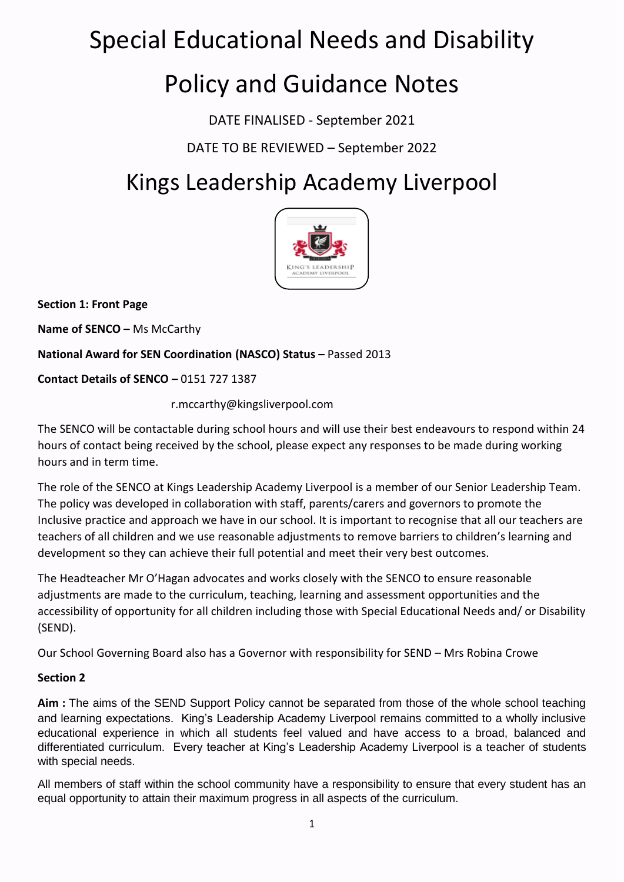# Special Educational Needs and Disability

# Policy and Guidance Notes

DATE FINALISED - September 2021

DATE TO BE REVIEWED – September 2022

# Kings Leadership Academy Liverpool

**Section 1: Front Page**

**Name of SENCO –** Ms McCarthy

**National Award for SEN Coordination (NASCO) Status –** Passed 2013

**Contact Details of SENCO –** 0151 727 1387

r.mccarthy@kingsliverpool.com

The SENCO will be contactable during school hours and will use their best endeavours to respond within 24 hours of contact being received by the school, please expect any responses to be made during working hours and in term time.

The role of the SENCO at Kings Leadership Academy Liverpool is a member of our Senior Leadership Team. The policy was developed in collaboration with staff, parents/carers and governors to promote the Inclusive practice and approach we have in our school. It is important to recognise that all our teachers are teachers of all children and we use reasonable adjustments to remove barriers to children's learning and development so they can achieve their full potential and meet their very best outcomes.

The Headteacher Mr O'Hagan advocates and works closely with the SENCO to ensure reasonable adjustments are made to the curriculum, teaching, learning and assessment opportunities and the accessibility of opportunity for all children including those with Special Educational Needs and/ or Disability (SEND).

Our School Governing Board also has a Governor with responsibility for SEND – Mrs Robina Crowe

**Section 2**

**Aim :** The aims of the SEND Support Policy cannot be separated from those of the whole school teaching and learning expectations. King's Leadership Academy Liverpool remains committed to a wholly inclusive educational experience in which all students feel valued and have access to a broad, balanced and differentiated curriculum. Every teacher at King's Leadership Academy Liverpool is a teacher of students with special needs.

All members of staff within the school community have a responsibility to ensure that every student has an equal opportunity to attain their maximum progress in all aspects of the curriculum.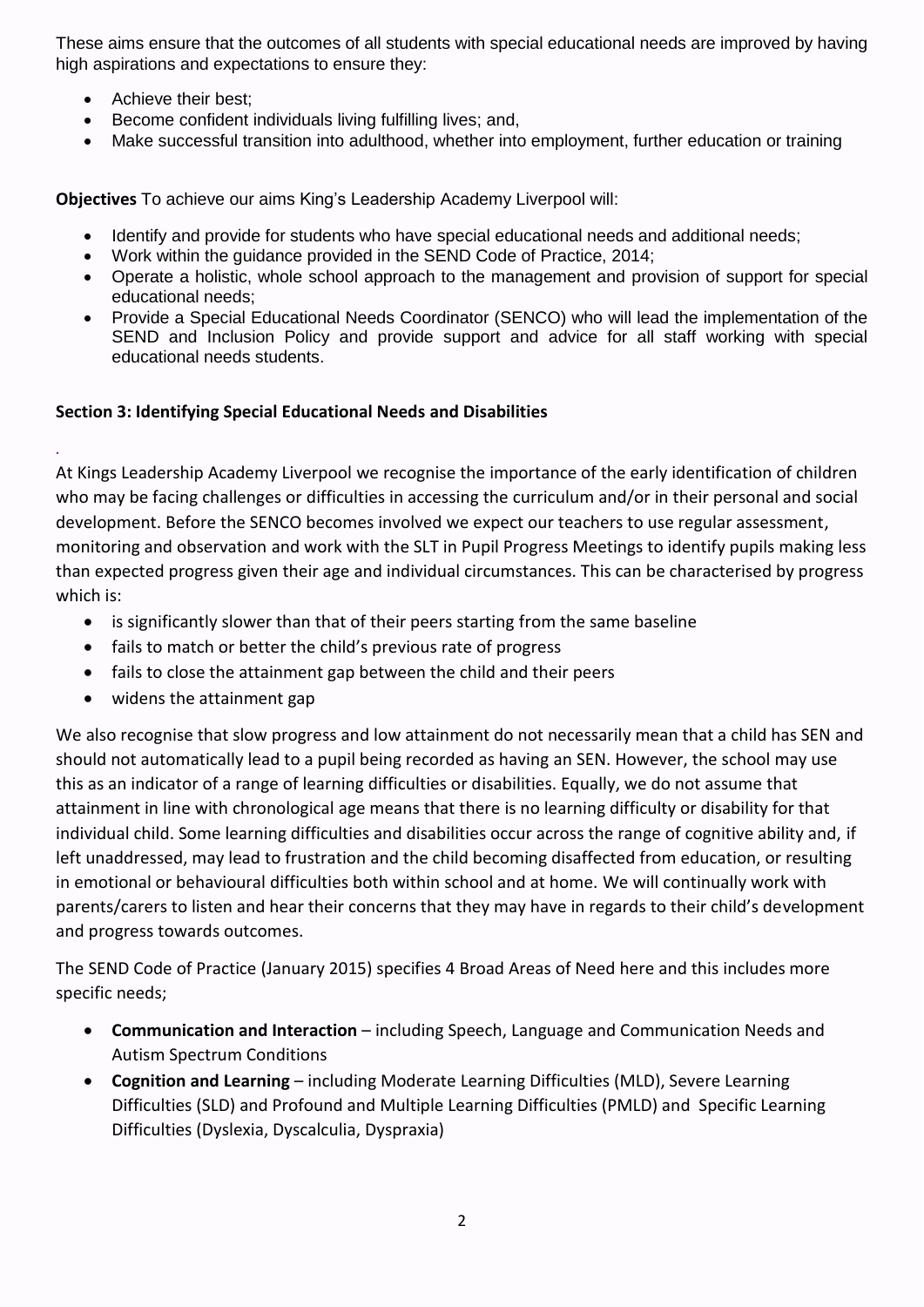These aims ensure that the outcomes of all students with special educational needs are improved by having high aspirations and expectations to ensure they:

- Achieve their best;
- Become confident individuals living fulfilling lives; and,
- Make successful transition into adulthood, whether into employment, further education or training

**Objectives** To achieve our aims King's Leadership Academy Liverpool will:

- Identify and provide for students who have special educational needs and additional needs;
- Work within the guidance provided in the SEND Code of Practice, 2014;
- Operate a holistic, whole school approach to the management and provision of support for special educational needs;
- Provide a Special Educational Needs Coordinator (SENCO) who will lead the implementation of the SEND and Inclusion Policy and provide support and advice for all staff working with special educational needs students.

**Section 3: Identifying Special Educational Needs and Disabilities**

At Kings Leadership Academy Liverpool we recognise the importance of the early identification of children who may be facing challenges or difficulties in accessing the curriculum and/or in their personal and social development. Before the SENCO becomes involved we expect our teachers to use regular assessment, monitoring and observation and work with the SLT in Pupil Progress Meetings to identify pupils making less than expected progress given their age and individual circumstances. This can be characterised by progress which is:

- is significantly slower than that of their peers starting from the same baseline
- fails to match or better the child's previous rate of progress
- fails to close the attainment gap between the child and their peers
- widens the attainment gap

We also recognise that slow progress and low attainment do not necessarily mean that a child has SEN and should not automatically lead to a pupil being recorded as having an SEN. However, the school may use this as an indicator of a range of learning difficulties or disabilities. Equally, we do not assume that attainment in line with chronological age means that there is no learning difficulty or disability for that individual child. Some learning difficulties and disabilities occur across the range of cognitive ability and, if left unaddressed, may lead to frustration and the child becoming disaffected from education, or resulting in emotional or behavioural difficulties both within school and at home. We will continually work with parents/carers to listen and hear their concerns that they may have in regards to their child's development and progress towards outcomes.

The SEND Code of Practice (January 2015) specifies 4 Broad Areas of Need here and this includes more specific needs;

- **Communication and Interaction** – including Speech, Language and Communication Needs and Autism Spectrum Conditions
- **Cognition and Learning** – including Moderate Learning Difficulties (MLD), Severe Learning Difficulties (SLD) and Profound and Multiple Learning Difficulties (PMLD) and Specific Learning Difficulties (Dyslexia, Dyscalculia, Dyspraxia)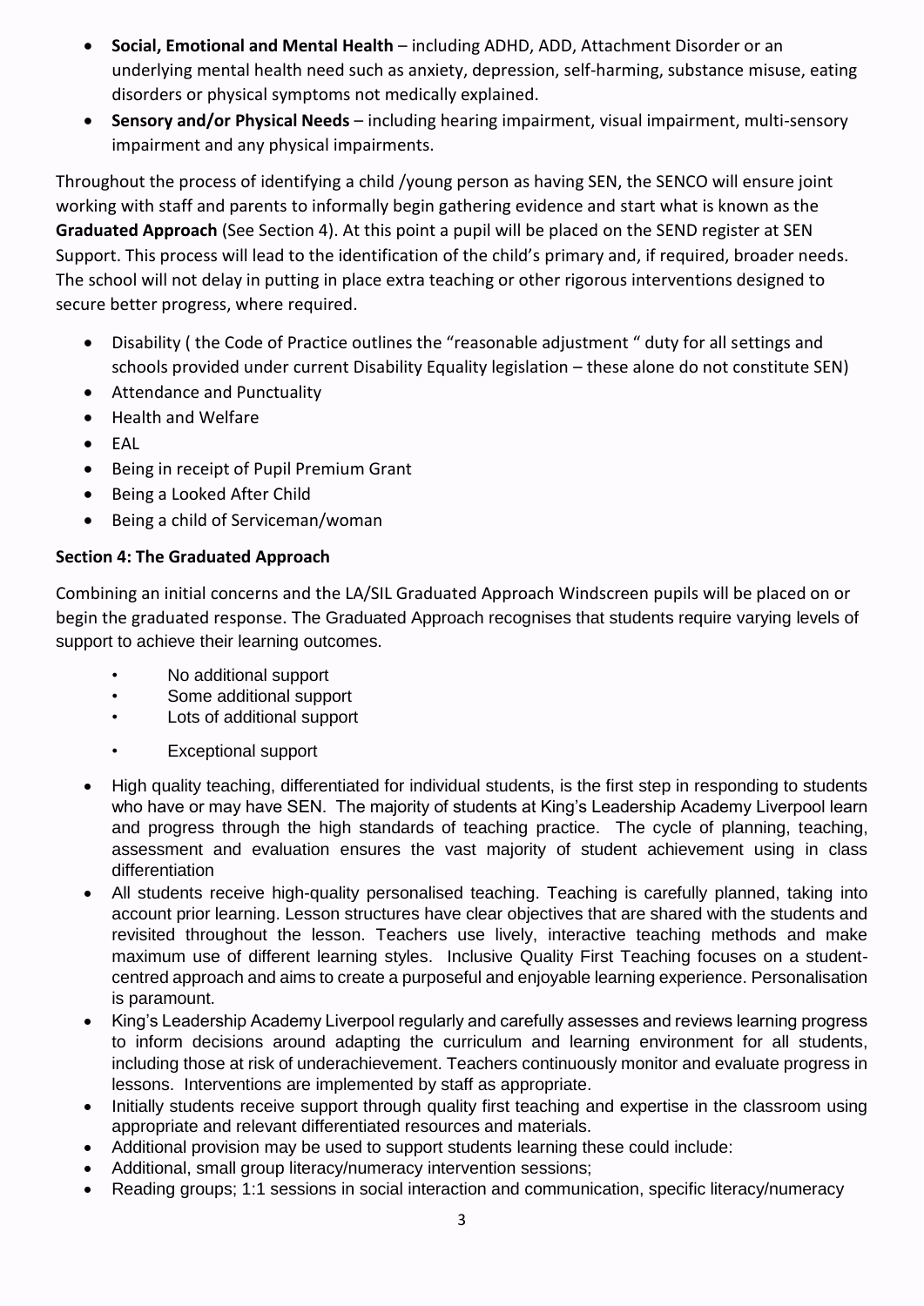- **Social, Emotional and Mental Health** – including ADHD, ADD, Attachment Disorder or an underlying mental health need such as anxiety, depression, self-harming, substance misuse, eating disorders or physical symptoms not medically explained.
- **Sensory and/or Physical Needs** – including hearing impairment, visual impairment, multi-sensory impairment and any physical impairments.

Throughout the process of identifying a child /young person as having SEN, the SENCO will ensure joint working with staff and parents to informally begin gathering evidence and start what is known as the **Graduated Approach** (See Section 4). At this point a pupil will be placed on the SEND register at SEN Support. This process will lead to the identification of the child's primary and, if required, broader needs. The school will not delay in putting in place extra teaching or other rigorous interventions designed to secure better progress, where required.

- Disability ( the Code of Practice outlines the "reasonable adjustment " duty for all settings and schools provided under current Disability Equality legislation – these alone do not constitute SEN)
- Attendance and Punctuality
- Health and Welfare
- EAL
- Being in receipt of Pupil Premium Grant
- Being a Looked After Child
- Being a child of Serviceman/woman

**Section 4: The Graduated Approach**

Combining an initial concerns and the LA/SIL Graduated Approach Windscreen pupils will be placed on or begin the graduated response. The Graduated Approach recognises that students require varying levels of support to achieve their learning outcomes.

- No additional support
- Some additional support
- Lots of additional support
- Exceptional support

- High quality teaching, differentiated for individual students, is the first step in responding to students who have or may have SEN. The majority of students at King's Leadership Academy Liverpool learn and progress through the high standards of teaching practice. The cycle of planning, teaching, assessment and evaluation ensures the vast majority of student achievement using in class differentiation
- All students receive high-quality personalised teaching. Teaching is carefully planned, taking into account prior learning. Lesson structures have clear objectives that are shared with the students and revisited throughout the lesson. Teachers use lively, interactive teaching methods and make maximum use of different learning styles. Inclusive Quality First Teaching focuses on a student-centred approach and aims to create a purposeful and enjoyable learning experience. Personalisation is paramount.
- King's Leadership Academy Liverpool regularly and carefully assesses and reviews learning progress to inform decisions around adapting the curriculum and learning environment for all students, including those at risk of underachievement. Teachers continuously monitor and evaluate progress in lessons. Interventions are implemented by staff as appropriate.
- Initially students receive support through quality first teaching and expertise in the classroom using appropriate and relevant differentiated resources and materials.
- Additional provision may be used to support students learning these could include:
- Additional, small group literacy/numeracy intervention sessions;
- Reading groups; 1:1 sessions in social interaction and communication, specific literacy/numeracy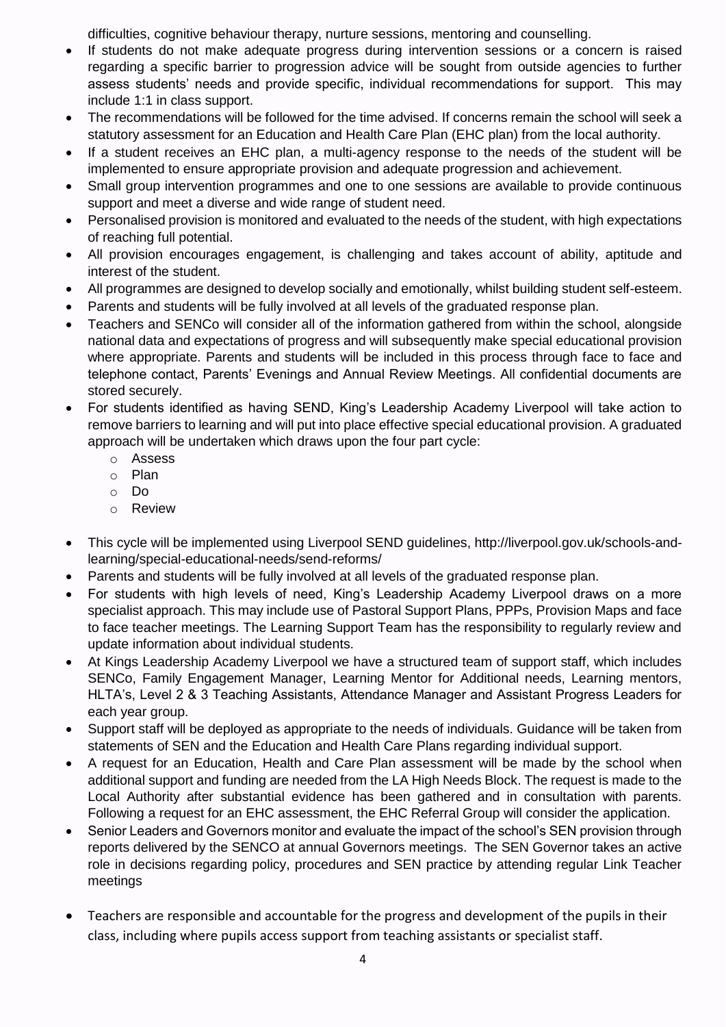difficulties, cognitive behaviour therapy, nurture sessions, mentoring and counselling.

- If students do not make adequate progress during intervention sessions or a concern is raised regarding a specific barrier to progression advice will be sought from outside agencies to further assess students' needs and provide specific, individual recommendations for support. This may include 1:1 in class support.
- The recommendations will be followed for the time advised. If concerns remain the school will seek a statutory assessment for an Education and Health Care Plan (EHC plan) from the local authority.
- If a student receives an EHC plan, a multi-agency response to the needs of the student will be implemented to ensure appropriate provision and adequate progression and achievement.
- Small group intervention programmes and one to one sessions are available to provide continuous support and meet a diverse and wide range of student need.
- Personalised provision is monitored and evaluated to the needs of the student, with high expectations of reaching full potential.
- All provision encourages engagement, is challenging and takes account of ability, aptitude and interest of the student.
- All programmes are designed to develop socially and emotionally, whilst building student self-esteem.
- Parents and students will be fully involved at all levels of the graduated response plan.
- Teachers and SENCo will consider all of the information gathered from within the school, alongside national data and expectations of progress and will subsequently make special educational provision where appropriate. Parents and students will be included in this process through face to face and telephone contact, Parents' Evenings and Annual Review Meetings. All confidential documents are stored securely.
- For students identified as having SEND, King's Leadership Academy Liverpool will take action to remove barriers to learning and will put into place effective special educational provision. A graduated approach will be undertaken which draws upon the four part cycle:
    - Assess
    - Plan
    - Do
    - Review
- This cycle will be implemented using Liverpool SEND guidelines, http://liverpool.gov.uk/schools-and-learning/special-educational-needs/send-reforms/
- Parents and students will be fully involved at all levels of the graduated response plan.
- For students with high levels of need, King's Leadership Academy Liverpool draws on a more specialist approach. This may include use of Pastoral Support Plans, PPPs, Provision Maps and face to face teacher meetings. The Learning Support Team has the responsibility to regularly review and update information about individual students.
- At Kings Leadership Academy Liverpool we have a structured team of support staff, which includes SENCo, Family Engagement Manager, Learning Mentor for Additional needs, Learning mentors, HLTA's, Level 2 & 3 Teaching Assistants, Attendance Manager and Assistant Progress Leaders for each year group.
- Support staff will be deployed as appropriate to the needs of individuals. Guidance will be taken from statements of SEN and the Education and Health Care Plans regarding individual support.
- A request for an Education, Health and Care Plan assessment will be made by the school when additional support and funding are needed from the LA High Needs Block. The request is made to the Local Authority after substantial evidence has been gathered and in consultation with parents. Following a request for an EHC assessment, the EHC Referral Group will consider the application.
- Senior Leaders and Governors monitor and evaluate the impact of the school's SEN provision through reports delivered by the SENCO at annual Governors meetings. The SEN Governor takes an active role in decisions regarding policy, procedures and SEN practice by attending regular Link Teacher meetings
- Teachers are responsible and accountable for the progress and development of the pupils in their class, including where pupils access support from teaching assistants or specialist staff.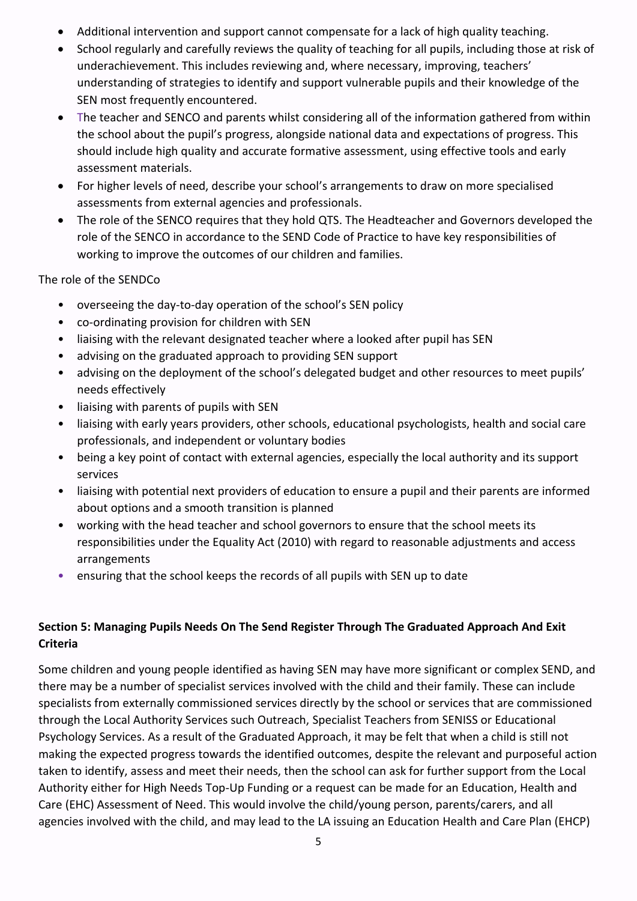- Additional intervention and support cannot compensate for a lack of high quality teaching.
- School regularly and carefully reviews the quality of teaching for all pupils, including those at risk of underachievement. This includes reviewing and, where necessary, improving, teachers' understanding of strategies to identify and support vulnerable pupils and their knowledge of the SEN most frequently encountered.
- The teacher and SENCO and parents whilst considering all of the information gathered from within the school about the pupil's progress, alongside national data and expectations of progress. This should include high quality and accurate formative assessment, using effective tools and early assessment materials.
- For higher levels of need, describe your school's arrangements to draw on more specialised assessments from external agencies and professionals.
- The role of the SENCO requires that they hold QTS. The Headteacher and Governors developed the role of the SENCO in accordance to the SEND Code of Practice to have key responsibilities of working to improve the outcomes of our children and families.

The role of the SENDCo

- overseeing the day-to-day operation of the school's SEN policy
- co-ordinating provision for children with SEN
- liaising with the relevant designated teacher where a looked after pupil has SEN
- advising on the graduated approach to providing SEN support
- advising on the deployment of the school's delegated budget and other resources to meet pupils' needs effectively
- liaising with parents of pupils with SEN
- liaising with early years providers, other schools, educational psychologists, health and social care professionals, and independent or voluntary bodies
- being a key point of contact with external agencies, especially the local authority and its support services
- liaising with potential next providers of education to ensure a pupil and their parents are informed about options and a smooth transition is planned
- working with the head teacher and school governors to ensure that the school meets its responsibilities under the Equality Act (2010) with regard to reasonable adjustments and access arrangements
- ensuring that the school keeps the records of all pupils with SEN up to date

**Section 5: Managing Pupils Needs On The Send Register Through The Graduated Approach And Exit Criteria**

Some children and young people identified as having SEN may have more significant or complex SEND, and there may be a number of specialist services involved with the child and their family. These can include specialists from externally commissioned services directly by the school or services that are commissioned through the Local Authority Services such Outreach, Specialist Teachers from SENISS or Educational Psychology Services. As a result of the Graduated Approach, it may be felt that when a child is still not making the expected progress towards the identified outcomes, despite the relevant and purposeful action taken to identify, assess and meet their needs, then the school can ask for further support from the Local Authority either for High Needs Top-Up Funding or a request can be made for an Education, Health and Care (EHC) Assessment of Need. This would involve the child/young person, parents/carers, and all agencies involved with the child, and may lead to the LA issuing an Education Health and Care Plan (EHCP)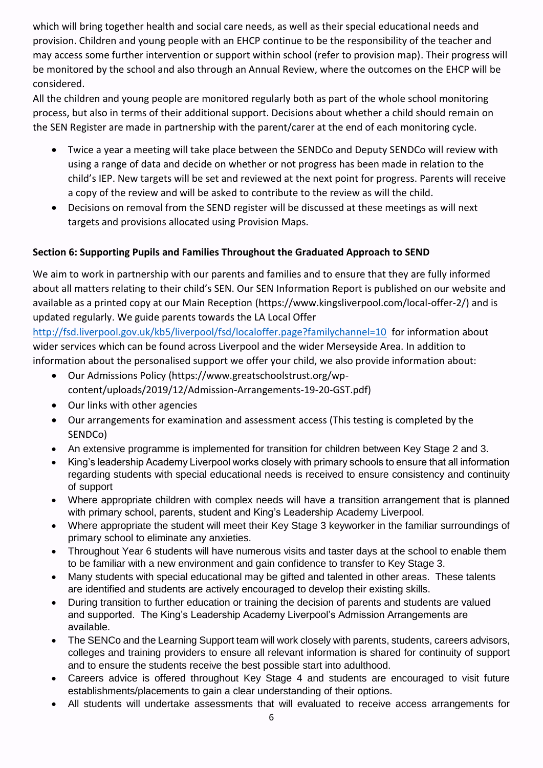which will bring together health and social care needs, as well as their special educational needs and provision. Children and young people with an EHCP continue to be the responsibility of the teacher and may access some further intervention or support within school (refer to provision map). Their progress will be monitored by the school and also through an Annual Review, where the outcomes on the EHCP will be considered.

All the children and young people are monitored regularly both as part of the whole school monitoring process, but also in terms of their additional support. Decisions about whether a child should remain on the SEN Register are made in partnership with the parent/carer at the end of each monitoring cycle.

- Twice a year a meeting will take place between the SENDCo and Deputy SENDCo will review with using a range of data and decide on whether or not progress has been made in relation to the child's IEP. New targets will be set and reviewed at the next point for progress. Parents will receive a copy of the review and will be asked to contribute to the review as will the child.
- Decisions on removal from the SEND register will be discussed at these meetings as will next targets and provisions allocated using Provision Maps.

**Section 6: Supporting Pupils and Families Throughout the Graduated Approach to SEND**

We aim to work in partnership with our parents and families and to ensure that they are fully informed about all matters relating to their child's SEN. Our SEN Information Report is published on our website and available as a printed copy at our Main Reception (https://www.kingsliverpool.com/local-offer-2/) and is updated regularly. We guide parents towards the LA Local Offer http://fsd.liverpool.gov.uk/kb5/liverpool/fsd/localoffer.page?familychannel=10 for information about wider services which can be found across Liverpool and the wider Merseyside Area. In addition to information about the personalised support we offer your child, we also provide information about:

- Our Admissions Policy (https://www.greatschoolstrust.org/wp-content/uploads/2019/12/Admission-Arrangements-19-20-GST.pdf)
- Our links with other agencies
- Our arrangements for examination and assessment access (This testing is completed by the SENDCo)
- An extensive programme is implemented for transition for children between Key Stage 2 and 3.
- King's leadership Academy Liverpool works closely with primary schools to ensure that all information regarding students with special educational needs is received to ensure consistency and continuity of support
- Where appropriate children with complex needs will have a transition arrangement that is planned with primary school, parents, student and King's Leadership Academy Liverpool.
- Where appropriate the student will meet their Key Stage 3 keyworker in the familiar surroundings of primary school to eliminate any anxieties.
- Throughout Year 6 students will have numerous visits and taster days at the school to enable them to be familiar with a new environment and gain confidence to transfer to Key Stage 3.
- Many students with special educational may be gifted and talented in other areas. These talents are identified and students are actively encouraged to develop their existing skills.
- During transition to further education or training the decision of parents and students are valued and supported. The King's Leadership Academy Liverpool's Admission Arrangements are available.
- The SENCo and the Learning Support team will work closely with parents, students, careers advisors, colleges and training providers to ensure all relevant information is shared for continuity of support and to ensure the students receive the best possible start into adulthood.
- Careers advice is offered throughout Key Stage 4 and students are encouraged to visit future establishments/placements to gain a clear understanding of their options.
- All students will undertake assessments that will evaluated to receive access arrangements for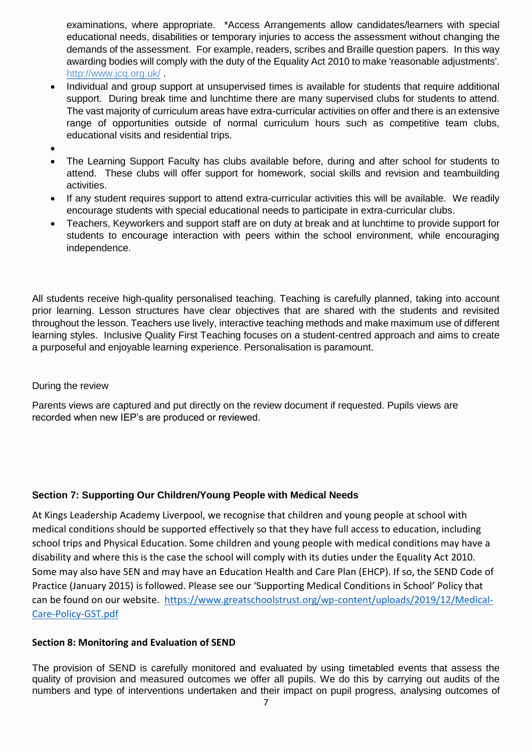examinations, where appropriate. *Access Arrangements allow candidates/learners with special educational needs, disabilities or temporary injuries to access the assessment without changing the demands of the assessment. For example, readers, scribes and Braille question papers. In this way awarding bodies will comply with the duty of the Equality Act 2010 to make 'reasonable adjustments'. http://www.jcq.org.uk/ .

- Individual and group support at unsupervised times is available for students that require additional support. During break time and lunchtime there are many supervised clubs for students to attend. The vast majority of curriculum areas have extra-curricular activities on offer and there is an extensive range of opportunities outside of normal curriculum hours such as competitive team clubs, educational visits and residential trips.
- The Learning Support Faculty has clubs available before, during and after school for students to attend. These clubs will offer support for homework, social skills and revision and teambuilding activities.
- If any student requires support to attend extra-curricular activities this will be available. We readily encourage students with special educational needs to participate in extra-curricular clubs.
- Teachers, Keyworkers and support staff are on duty at break and at lunchtime to provide support for students to encourage interaction with peers within the school environment, while encouraging independence.

All students receive high-quality personalised teaching. Teaching is carefully planned, taking into account prior learning. Lesson structures have clear objectives that are shared with the students and revisited throughout the lesson. Teachers use lively, interactive teaching methods and make maximum use of different learning styles. Inclusive Quality First Teaching focuses on a student-centred approach and aims to create a purposeful and enjoyable learning experience. Personalisation is paramount.

During the review

Parents views are captured and put directly on the review document if requested. Pupils views are recorded when new IEP's are produced or reviewed.

**Section 7: Supporting Our Children/Young People with Medical Needs**

At Kings Leadership Academy Liverpool, we recognise that children and young people at school with medical conditions should be supported effectively so that they have full access to education, including school trips and Physical Education. Some children and young people with medical conditions may have a disability and where this is the case the school will comply with its duties under the Equality Act 2010. Some may also have SEN and may have an Education Health and Care Plan (EHCP). If so, the SEND Code of Practice (January 2015) is followed. Please see our 'Supporting Medical Conditions in School' Policy that can be found on our website. https://www.greatschoolstrust.org/wp-content/uploads/2019/12/Medical-Care-Policy-GST.pdf

**Section 8: Monitoring and Evaluation of SEND**

The provision of SEND is carefully monitored and evaluated by using timetabled events that assess the quality of provision and measured outcomes we offer all pupils. We do this by carrying out audits of the numbers and type of interventions undertaken and their impact on pupil progress, analysing outcomes of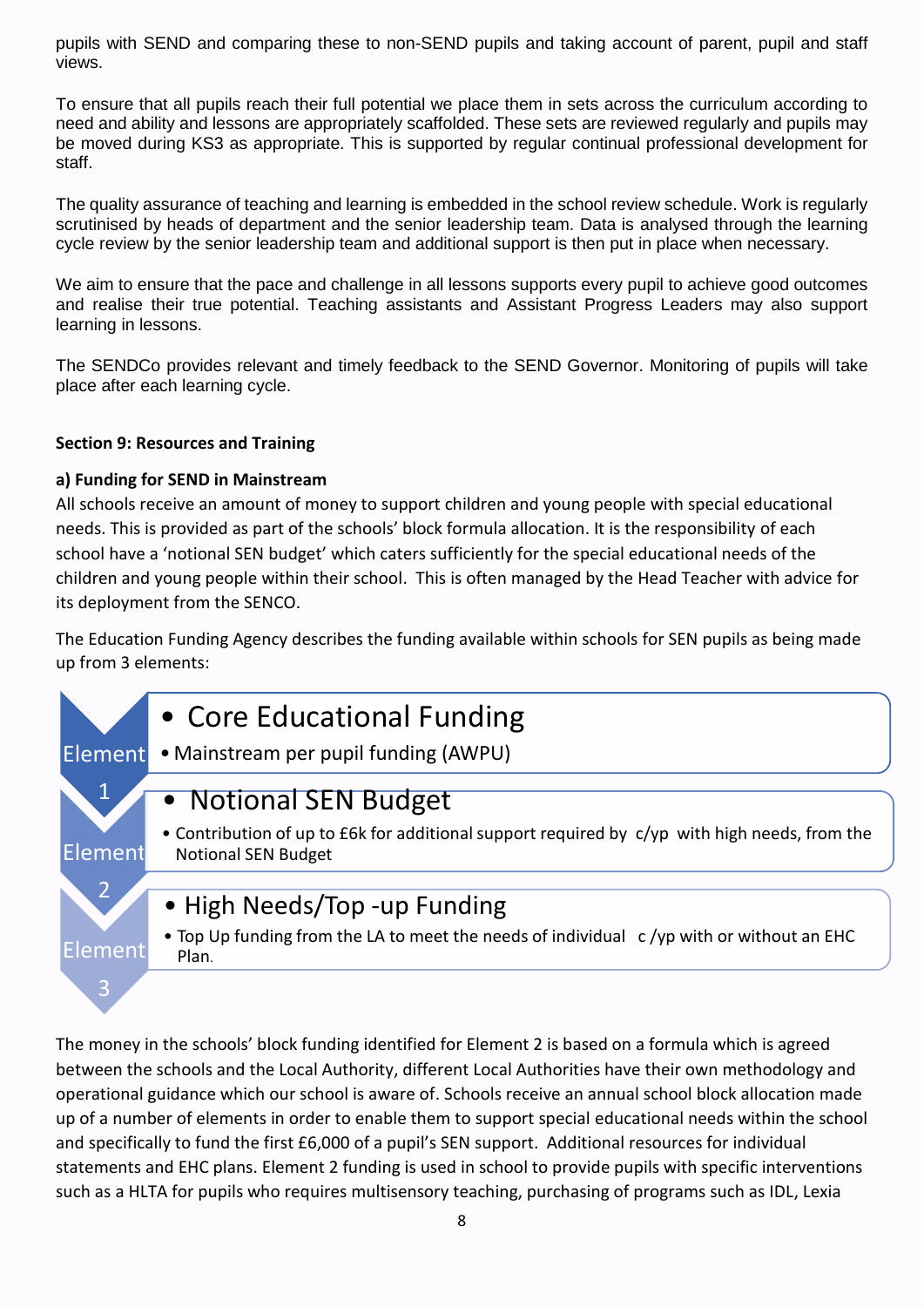pupils with SEND and comparing these to non-SEND pupils and taking account of parent, pupil and staff views.

To ensure that all pupils reach their full potential we place them in sets across the curriculum according to need and ability and lessons are appropriately scaffolded. These sets are reviewed regularly and pupils may be moved during KS3 as appropriate. This is supported by regular continual professional development for staff.

The quality assurance of teaching and learning is embedded in the school review schedule. Work is regularly scrutinised by heads of department and the senior leadership team. Data is analysed through the learning cycle review by the senior leadership team and additional support is then put in place when necessary.

We aim to ensure that the pace and challenge in all lessons supports every pupil to achieve good outcomes and realise their true potential. Teaching assistants and Assistant Progress Leaders may also support learning in lessons.

The SENDCo provides relevant and timely feedback to the SEND Governor. Monitoring of pupils will take place after each learning cycle.

**Section 9: Resources and Training**

**a) Funding for SEND in Mainstream**

All schools receive an amount of money to support children and young people with special educational needs. This is provided as part of the schools' block formula allocation. It is the responsibility of each school have a 'notional SEN budget' which caters sufficiently for the special educational needs of the children and young people within their school. This is often managed by the Head Teacher with advice for its deployment from the SENCO.

The Education Funding Agency describes the funding available within schools for SEN pupils as being made up from 3 elements:

**Element 1**
- Core Educational Funding
  - Mainstream per pupil funding (AWPU)

**Element 2**
- Notional SEN Budget
  - Contribution of up to £6k for additional support required by c/yp with high needs, from the Notional SEN Budget

**Element 3**
- High Needs/Top -up Funding
  - Top Up funding from the LA to meet the needs of individual c /yp with or without an EHC Plan.

The money in the schools' block funding identified for Element 2 is based on a formula which is agreed between the schools and the Local Authority, different Local Authorities have their own methodology and operational guidance which our school is aware of. Schools receive an annual school block allocation made up of a number of elements in order to enable them to support special educational needs within the school and specifically to fund the first £6,000 of a pupil's SEN support. Additional resources for individual statements and EHC plans. Element 2 funding is used in school to provide pupils with specific interventions such as a HLTA for pupils who requires multisensory teaching, purchasing of programs such as IDL, Lexia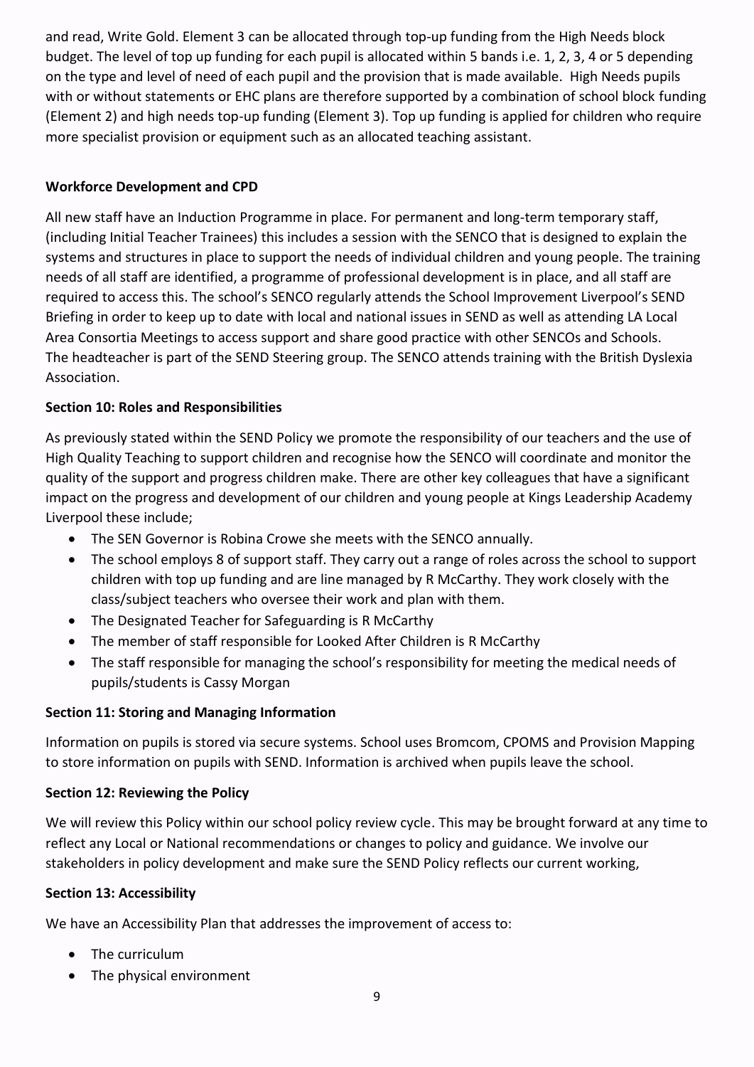and read, Write Gold. Element 3 can be allocated through top-up funding from the High Needs block budget. The level of top up funding for each pupil is allocated within 5 bands i.e. 1, 2, 3, 4 or 5 depending on the type and level of need of each pupil and the provision that is made available. High Needs pupils with or without statements or EHC plans are therefore supported by a combination of school block funding (Element 2) and high needs top-up funding (Element 3). Top up funding is applied for children who require more specialist provision or equipment such as an allocated teaching assistant.

**Workforce Development and CPD**

All new staff have an Induction Programme in place. For permanent and long-term temporary staff, (including Initial Teacher Trainees) this includes a session with the SENCO that is designed to explain the systems and structures in place to support the needs of individual children and young people. The training needs of all staff are identified, a programme of professional development is in place, and all staff are required to access this. The school's SENCO regularly attends the School Improvement Liverpool's SEND Briefing in order to keep up to date with local and national issues in SEND as well as attending LA Local Area Consortia Meetings to access support and share good practice with other SENCOs and Schools. The headteacher is part of the SEND Steering group. The SENCO attends training with the British Dyslexia Association.

**Section 10: Roles and Responsibilities**

As previously stated within the SEND Policy we promote the responsibility of our teachers and the use of High Quality Teaching to support children and recognise how the SENCO will coordinate and monitor the quality of the support and progress children make. There are other key colleagues that have a significant impact on the progress and development of our children and young people at Kings Leadership Academy Liverpool these include;

- The SEN Governor is Robina Crowe she meets with the SENCO annually.
- The school employs 8 of support staff. They carry out a range of roles across the school to support children with top up funding and are line managed by R McCarthy. They work closely with the class/subject teachers who oversee their work and plan with them.
- The Designated Teacher for Safeguarding is R McCarthy
- The member of staff responsible for Looked After Children is R McCarthy
- The staff responsible for managing the school's responsibility for meeting the medical needs of pupils/students is Cassy Morgan

**Section 11: Storing and Managing Information**

Information on pupils is stored via secure systems. School uses Bromcom, CPOMS and Provision Mapping to store information on pupils with SEND. Information is archived when pupils leave the school.

**Section 12: Reviewing the Policy**

We will review this Policy within our school policy review cycle. This may be brought forward at any time to reflect any Local or National recommendations or changes to policy and guidance. We involve our stakeholders in policy development and make sure the SEND Policy reflects our current working,

**Section 13: Accessibility**

We have an Accessibility Plan that addresses the improvement of access to:

- The curriculum
- The physical environment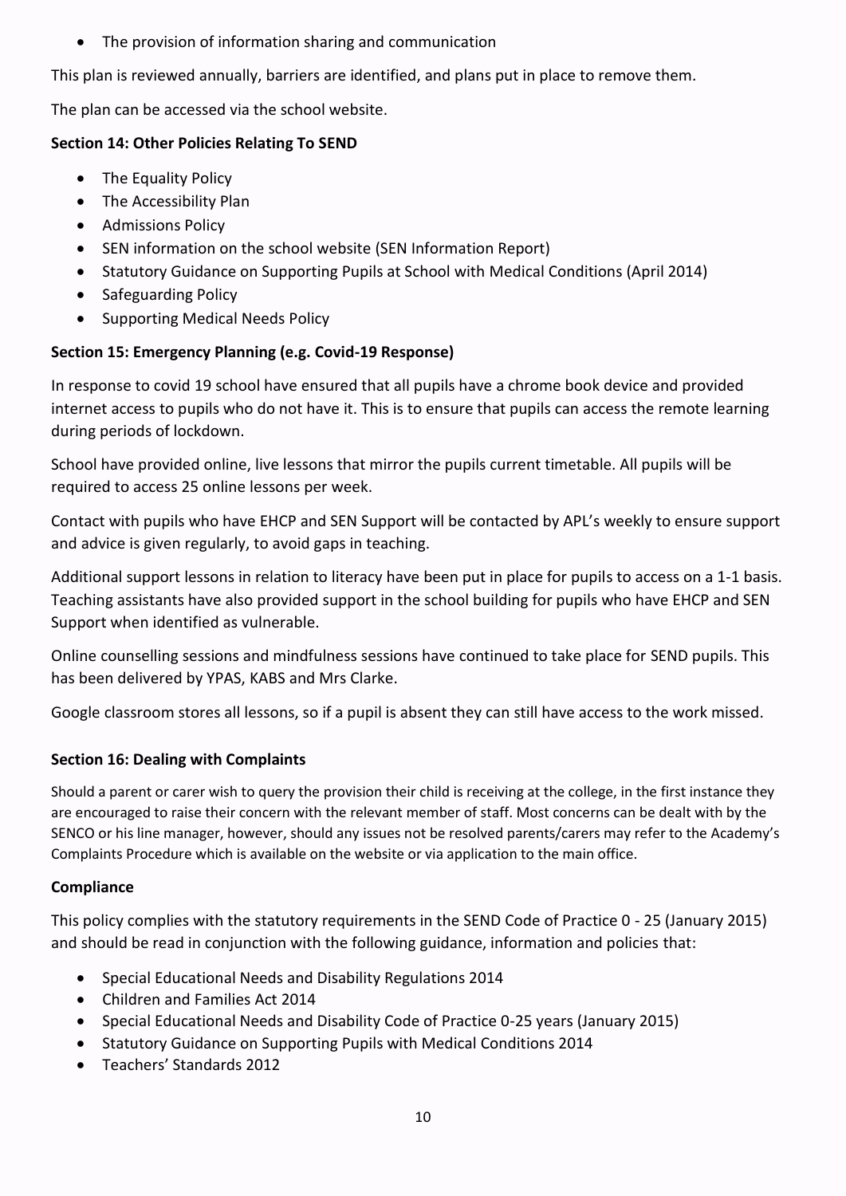- The provision of information sharing and communication

This plan is reviewed annually, barriers are identified, and plans put in place to remove them.

The plan can be accessed via the school website.

**Section 14: Other Policies Relating To SEND**

- The Equality Policy
- The Accessibility Plan
- Admissions Policy
- SEN information on the school website (SEN Information Report)
- Statutory Guidance on Supporting Pupils at School with Medical Conditions (April 2014)
- Safeguarding Policy
- Supporting Medical Needs Policy

**Section 15: Emergency Planning (e.g. Covid-19 Response)**

In response to covid 19 school have ensured that all pupils have a chrome book device and provided internet access to pupils who do not have it. This is to ensure that pupils can access the remote learning during periods of lockdown.

School have provided online, live lessons that mirror the pupils current timetable. All pupils will be required to access 25 online lessons per week.

Contact with pupils who have EHCP and SEN Support will be contacted by APL's weekly to ensure support and advice is given regularly, to avoid gaps in teaching.

Additional support lessons in relation to literacy have been put in place for pupils to access on a 1-1 basis. Teaching assistants have also provided support in the school building for pupils who have EHCP and SEN Support when identified as vulnerable.

Online counselling sessions and mindfulness sessions have continued to take place for SEND pupils. This has been delivered by YPAS, KABS and Mrs Clarke.

Google classroom stores all lessons, so if a pupil is absent they can still have access to the work missed.

**Section 16: Dealing with Complaints**

Should a parent or carer wish to query the provision their child is receiving at the college, in the first instance they are encouraged to raise their concern with the relevant member of staff. Most concerns can be dealt with by the SENCO or his line manager, however, should any issues not be resolved parents/carers may refer to the Academy's Complaints Procedure which is available on the website or via application to the main office.

**Compliance**

This policy complies with the statutory requirements in the SEND Code of Practice 0 - 25 (January 2015) and should be read in conjunction with the following guidance, information and policies that:

- Special Educational Needs and Disability Regulations 2014
- Children and Families Act 2014
- Special Educational Needs and Disability Code of Practice 0-25 years (January 2015)
- Statutory Guidance on Supporting Pupils with Medical Conditions 2014
- Teachers' Standards 2012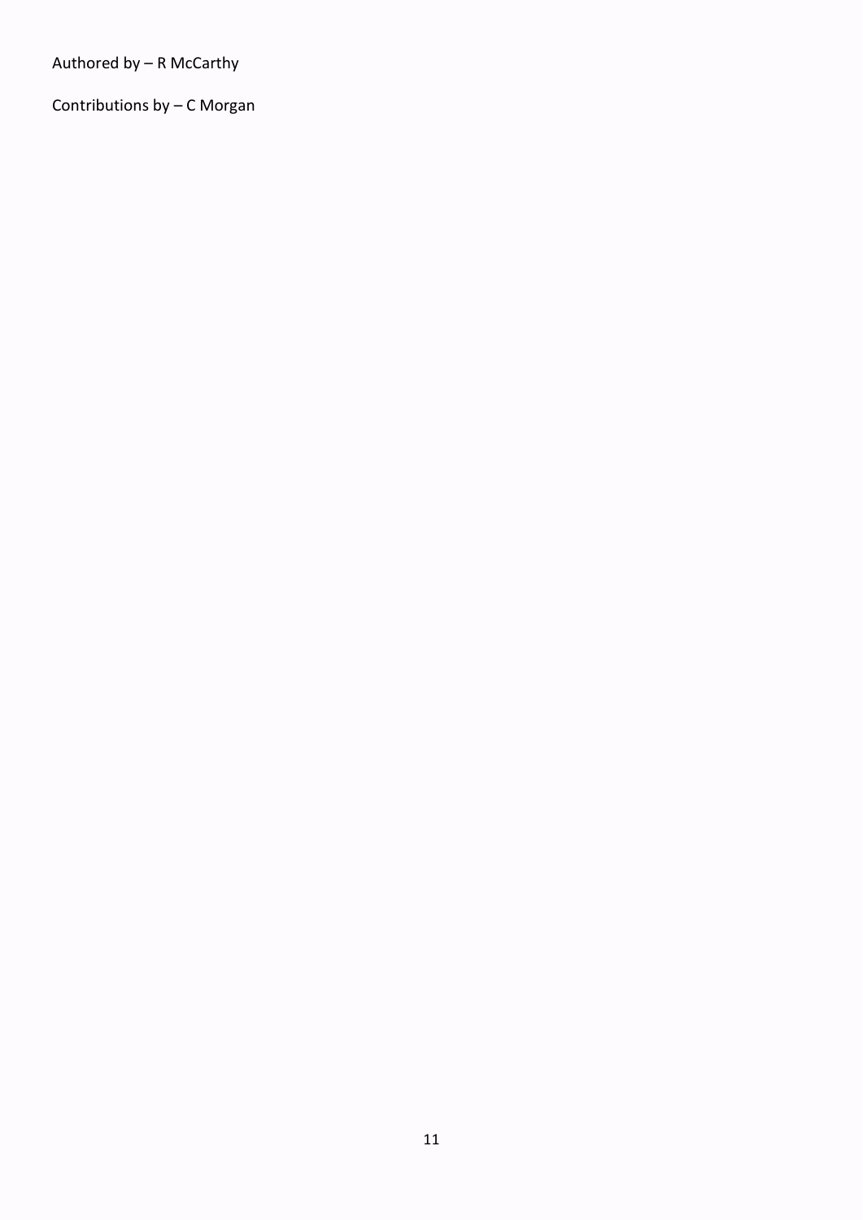Authored by – R McCarthy

Contributions by – C Morgan